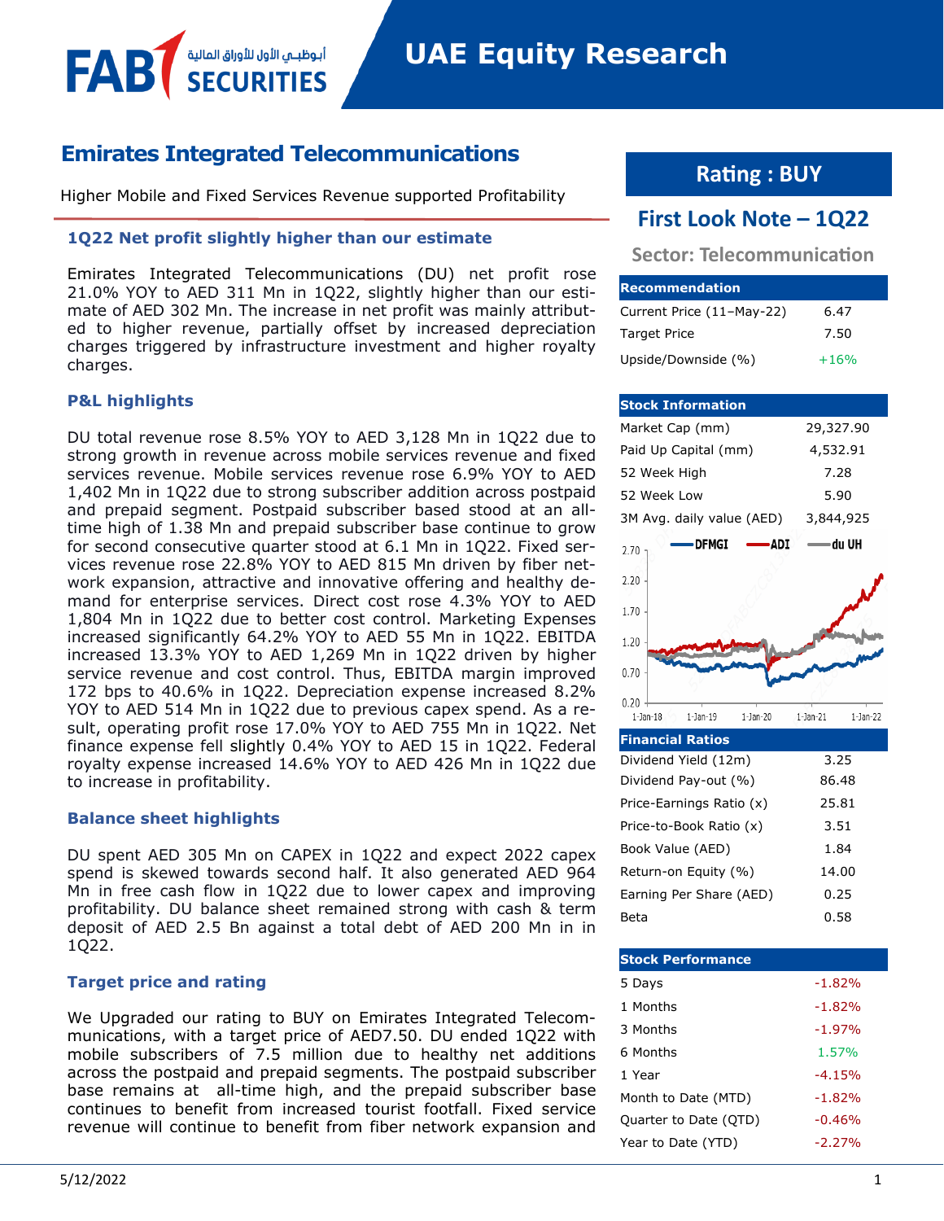FAB SECURITIES أبوظبي الأول للأوراق المالية

# UAE Equity Research

## Emirates Integrated Telecommunications

Higher Mobile and Fixed Services Revenue supported Profitability

### 1Q22 Net profit slightly higher than our estimate

Emirates Integrated Telecommunications (DU) net profit rose 21.0% YOY to AED 311 Mn in 1Q22, slightly higher than our estimate of AED 302 Mn. The increase in net profit was mainly attributed to higher revenue, partially offset by increased depreciation charges triggered by infrastructure investment and higher royalty charges.

### P&L highlights

DU total revenue rose 8.5% YOY to AED 3,128 Mn in 1Q22 due to strong growth in revenue across mobile services revenue and fixed services revenue. Mobile services revenue rose 6.9% YOY to AED 1,402 Mn in 1Q22 due to strong subscriber addition across postpaid and prepaid segment. Postpaid subscriber based stood at an all-time high of 1.38 Mn and prepaid subscriber base continue to grow for second consecutive quarter stood at 6.1 Mn in 1Q22. Fixed services revenue rose 22.8% YOY to AED 815 Mn driven by fiber network expansion, attractive and innovative offering and healthy demand for enterprise services. Direct cost rose 4.3% YOY to AED 1,804 Mn in 1Q22 due to better cost control. Marketing Expenses increased significantly 64.2% YOY to AED 55 Mn in 1Q22. EBITDA increased 13.3% YOY to AED 1,269 Mn in 1Q22 driven by higher service revenue and cost control. Thus, EBITDA margin improved 172 bps to 40.6% in 1Q22. Depreciation expense increased 8.2% YOY to AED 514 Mn in 1Q22 due to previous capex spend. As a result, operating profit rose 17.0% YOY to AED 755 Mn in 1Q22. Net finance expense fell slightly 0.4% YOY to AED 15 in 1Q22. Federal royalty expense increased 14.6% YOY to AED 426 Mn in 1Q22 due to increase in profitability.

### Balance sheet highlights

DU spent AED 305 Mn on CAPEX in 1Q22 and expect 2022 capex spend is skewed towards second half. It also generated AED 964 Mn in free cash flow in 1Q22 due to lower capex and improving profitability. DU balance sheet remained strong with cash & term deposit of AED 2.5 Bn against a total debt of AED 200 Mn in in 1Q22.

### Target price and rating

We Upgraded our rating to BUY on Emirates Integrated Telecommunications, with a target price of AED7.50. DU ended 1Q22 with mobile subscribers of 7.5 million due to healthy net additions across the postpaid and prepaid segments. The postpaid subscriber base remains at all-time high, and the prepaid subscriber base continues to benefit from increased tourist footfall. Fixed service revenue will continue to benefit from fiber network expansion and

## Rating : BUY

## First Look Note – 1Q22

**Sector: Telecommunication**

| Recommendation | |
|---|---|
| Current Price (11–May-22) | 6.47 |
| Target Price | 7.50 |
| Upside/Downside (%) | +16% |

| Stock Information | |
|---|---|
| Market Cap (mm) | 29,327.90 |
| Paid Up Capital (mm) | 4,532.91 |
| 52 Week High | 7.28 |
| 52 Week Low | 5.90 |
| 3M Avg. daily value (AED) | 3,844,925 |

| Financial Ratios | |
|---|---|
| Dividend Yield (12m) | 3.25 |
| Dividend Pay-out (%) | 86.48 |
| Price-Earnings Ratio (x) | 25.81 |
| Price-to-Book Ratio (x) | 3.51 |
| Book Value (AED) | 1.84 |
| Return-on Equity (%) | 14.00 |
| Earning Per Share (AED) | 0.25 |
| Beta | 0.58 |

| Stock Performance | |
|---|---|
| 5 Days | -1.82% |
| 1 Months | -1.82% |
| 3 Months | -1.97% |
| 6 Months | 1.57% |
| 1 Year | -4.15% |
| Month to Date (MTD) | -1.82% |
| Quarter to Date (QTD) | -0.46% |
| Year to Date (YTD) | -2.27% |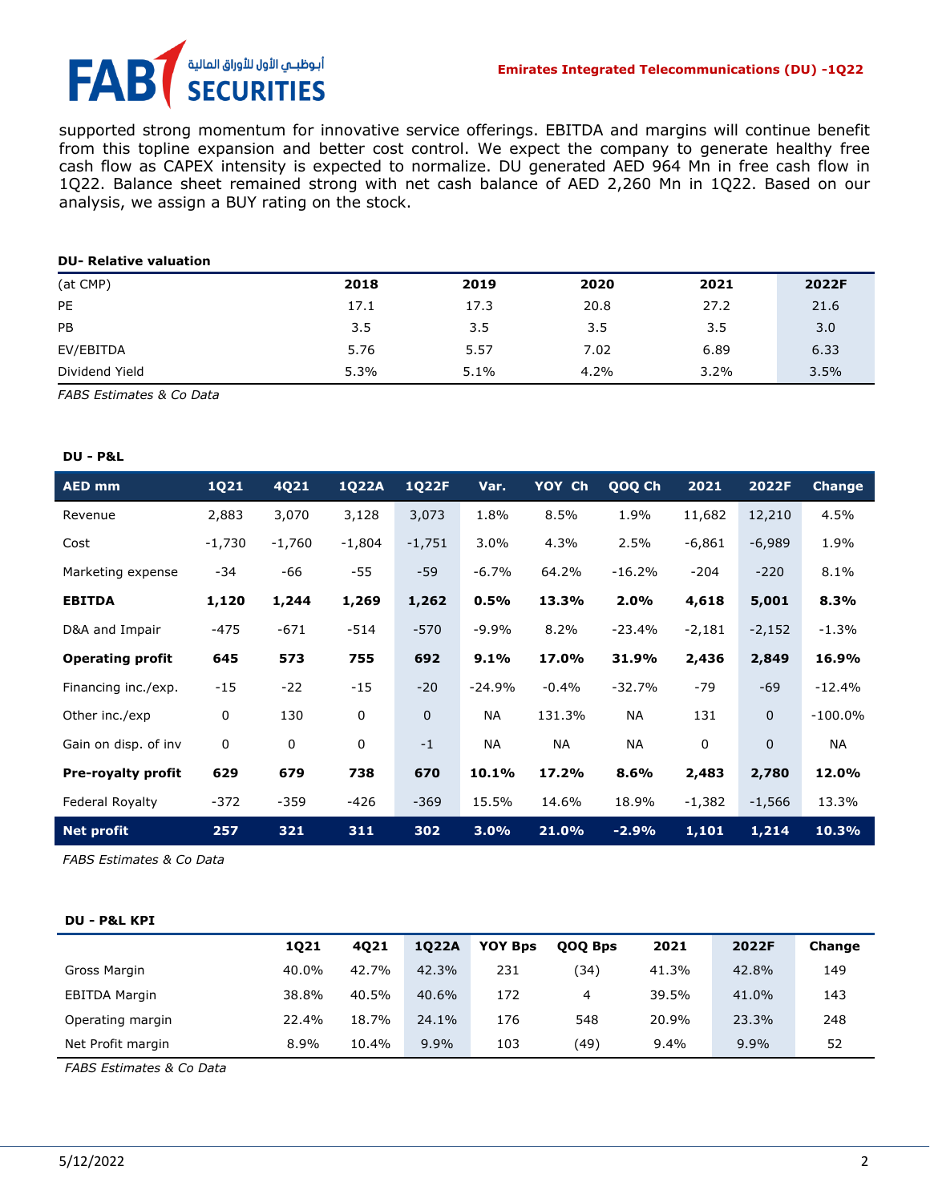supported strong momentum for innovative service offerings. EBITDA and margins will continue benefit from this topline expansion and better cost control. We expect the company to generate healthy free cash flow as CAPEX intensity is expected to normalize. DU generated AED 964 Mn in free cash flow in 1Q22. Balance sheet remained strong with net cash balance of AED 2,260 Mn in 1Q22. Based on our analysis, we assign a BUY rating on the stock.

**DU- Relative valuation**

| (at CMP) | 2018 | 2019 | 2020 | 2021 | 2022F |
|---|---|---|---|---|---|
| PE | 17.1 | 17.3 | 20.8 | 27.2 | 21.6 |
| PB | 3.5 | 3.5 | 3.5 | 3.5 | 3.0 |
| EV/EBITDA | 5.76 | 5.57 | 7.02 | 6.89 | 6.33 |
| Dividend Yield | 5.3% | 5.1% | 4.2% | 3.2% | 3.5% |

*FABS Estimates & Co Data*

**DU - P&L**

| AED mm | 1Q21 | 4Q21 | 1Q22A | 1Q22F | Var. | YOY Ch | QOQ Ch | 2021 | 2022F | Change |
|---|---|---|---|---|---|---|---|---|---|---|
| Revenue | 2,883 | 3,070 | 3,128 | 3,073 | 1.8% | 8.5% | 1.9% | 11,682 | 12,210 | 4.5% |
| Cost | -1,730 | -1,760 | -1,804 | -1,751 | 3.0% | 4.3% | 2.5% | -6,861 | -6,989 | 1.9% |
| Marketing expense | -34 | -66 | -55 | -59 | -6.7% | 64.2% | -16.2% | -204 | -220 | 8.1% |
| **EBITDA** | **1,120** | **1,244** | **1,269** | **1,262** | **0.5%** | **13.3%** | **2.0%** | **4,618** | **5,001** | **8.3%** |
| D&A and Impair | -475 | -671 | -514 | -570 | -9.9% | 8.2% | -23.4% | -2,181 | -2,152 | -1.3% |
| **Operating profit** | **645** | **573** | **755** | **692** | **9.1%** | **17.0%** | **31.9%** | **2,436** | **2,849** | **16.9%** |
| Financing inc./exp. | -15 | -22 | -15 | -20 | -24.9% | -0.4% | -32.7% | -79 | -69 | -12.4% |
| Other inc./exp | 0 | 130 | 0 | 0 | NA | 131.3% | NA | 131 | 0 | -100.0% |
| Gain on disp. of inv | 0 | 0 | 0 | -1 | NA | NA | NA | 0 | 0 | NA |
| **Pre-royalty profit** | **629** | **679** | **738** | **670** | **10.1%** | **17.2%** | **8.6%** | **2,483** | **2,780** | **12.0%** |
| Federal Royalty | -372 | -359 | -426 | -369 | 15.5% | 14.6% | 18.9% | -1,382 | -1,566 | 13.3% |
| **Net profit** | **257** | **321** | **311** | **302** | **3.0%** | **21.0%** | **-2.9%** | **1,101** | **1,214** | **10.3%** |

*FABS Estimates & Co Data*

**DU - P&L KPI**

| | 1Q21 | 4Q21 | 1Q22A | YOY Bps | QOQ Bps | 2021 | 2022F | Change |
|---|---|---|---|---|---|---|---|---|
| Gross Margin | 40.0% | 42.7% | 42.3% | 231 | (34) | 41.3% | 42.8% | 149 |
| EBITDA Margin | 38.8% | 40.5% | 40.6% | 172 | 4 | 39.5% | 41.0% | 143 |
| Operating margin | 22.4% | 18.7% | 24.1% | 176 | 548 | 20.9% | 23.3% | 248 |
| Net Profit margin | 8.9% | 10.4% | 9.9% | 103 | (49) | 9.4% | 9.9% | 52 |

*FABS Estimates & Co Data*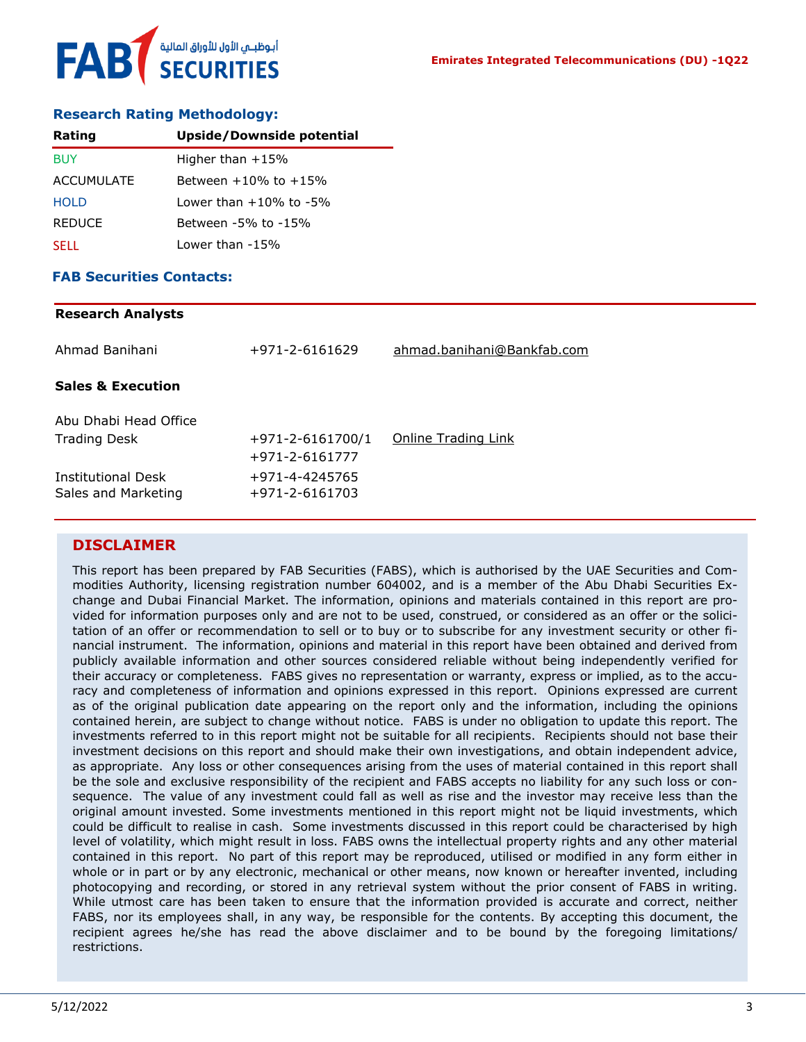## Research Rating Methodology:

| Rating | Upside/Downside potential |
|---|---|
| BUY | Higher than +15% |
| ACCUMULATE | Between +10% to +15% |
| HOLD | Lower than +10% to -5% |
| REDUCE | Between -5% to -15% |
| SELL | Lower than -15% |

## FAB Securities Contacts:

**Research Analysts**

| | | |
|---|---|---|
| Ahmad Banihani | +971-2-6161629 | ahmad.banihani@Bankfab.com |

**Sales & Execution**

| | | |
|---|---|---|
| Abu Dhabi Head Office | | |
| Trading Desk | +971-2-6161700/1<br>+971-2-6161777 | Online Trading Link |
| Institutional Desk | +971-4-4245765 | |
| Sales and Marketing | +971-2-6161703 | |

## DISCLAIMER

This report has been prepared by FAB Securities (FABS), which is authorised by the UAE Securities and Commodities Authority, licensing registration number 604002, and is a member of the Abu Dhabi Securities Exchange and Dubai Financial Market. The information, opinions and materials contained in this report are provided for information purposes only and are not to be used, construed, or considered as an offer or the solicitation of an offer or recommendation to sell or to buy or to subscribe for any investment security or other financial instrument. The information, opinions and material in this report have been obtained and derived from publicly available information and other sources considered reliable without being independently verified for their accuracy or completeness. FABS gives no representation or warranty, express or implied, as to the accuracy and completeness of information and opinions expressed in this report. Opinions expressed are current as of the original publication date appearing on the report only and the information, including the opinions contained herein, are subject to change without notice. FABS is under no obligation to update this report. The investments referred to in this report might not be suitable for all recipients. Recipients should not base their investment decisions on this report and should make their own investigations, and obtain independent advice, as appropriate. Any loss or other consequences arising from the uses of material contained in this report shall be the sole and exclusive responsibility of the recipient and FABS accepts no liability for any such loss or consequence. The value of any investment could fall as well as rise and the investor may receive less than the original amount invested. Some investments mentioned in this report might not be liquid investments, which could be difficult to realise in cash. Some investments discussed in this report could be characterised by high level of volatility, which might result in loss. FABS owns the intellectual property rights and any other material contained in this report. No part of this report may be reproduced, utilised or modified in any form either in whole or in part or by any electronic, mechanical or other means, now known or hereafter invented, including photocopying and recording, or stored in any retrieval system without the prior consent of FABS in writing. While utmost care has been taken to ensure that the information provided is accurate and correct, neither FABS, nor its employees shall, in any way, be responsible for the contents. By accepting this document, the recipient agrees he/she has read the above disclaimer and to be bound by the foregoing limitations/ restrictions.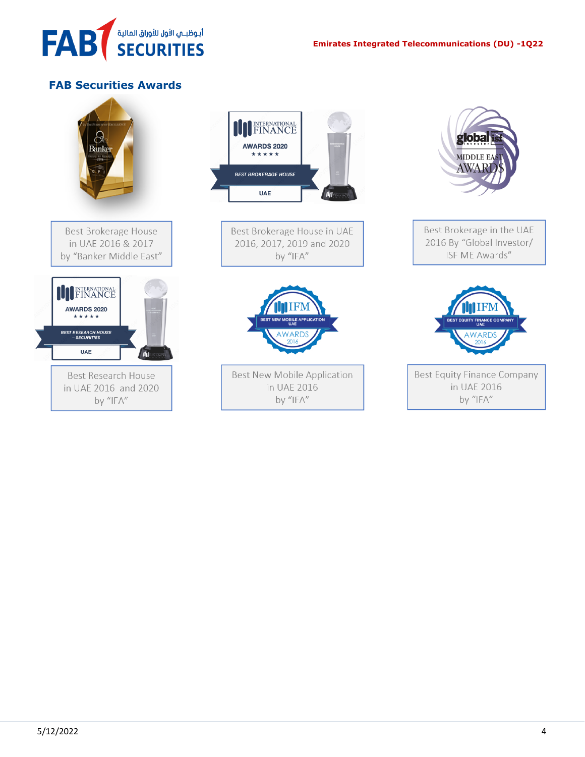## FAB Securities Awards

Best Brokerage House in UAE 2016 & 2017 by "Banker Middle East"

Best Brokerage House in UAE 2016, 2017, 2019 and 2020 by "IFA"

Best Brokerage in the UAE 2016 By "Global Investor/ ISF ME Awards"

Best Research House in UAE 2016 and 2020 by "IFA"

Best New Mobile Application in UAE 2016 by "IFA"

Best Equity Finance Company in UAE 2016 by "IFA"